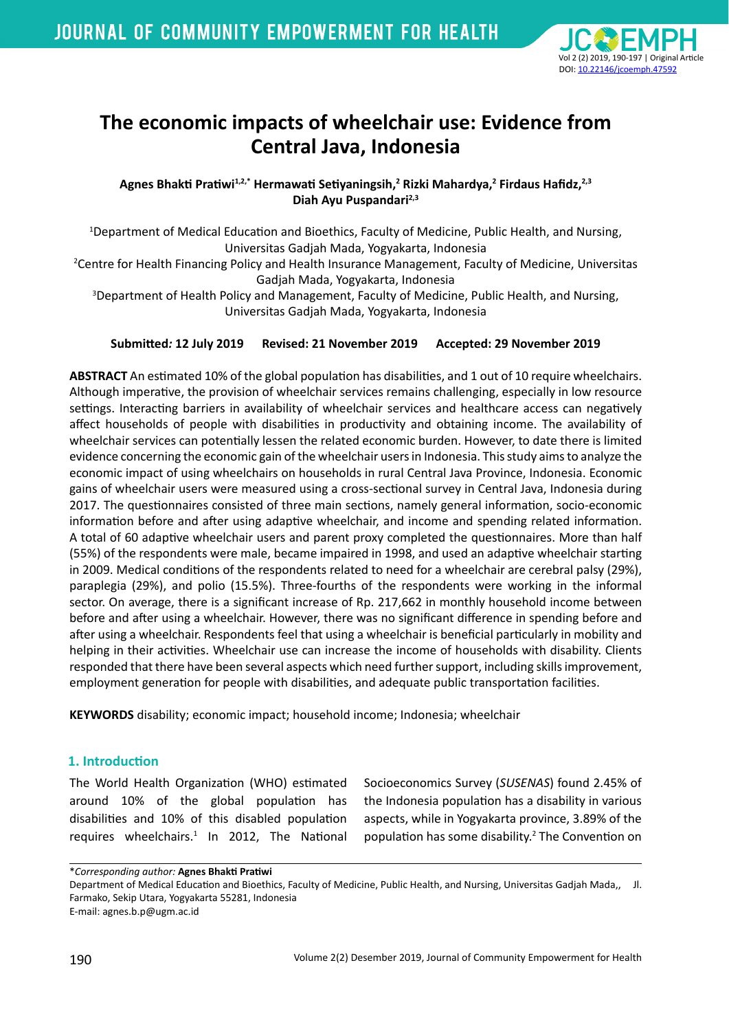# The economic impacts of wheelchair use: Evidence from Central Java, Indonesia

**Agnes Bhakti Pratiwi[1,2,*] Hermawati Setiyaningsih,[2] Rizki Mahardya,[2] Firdaus Hafidz,[2,3] Diah Ayu Puspandari[2,3]**

[1]Department of Medical Education and Bioethics, Faculty of Medicine, Public Health, and Nursing, Universitas Gadjah Mada, Yogyakarta, Indonesia

[2]Centre for Health Financing Policy and Health Insurance Management, Faculty of Medicine, Universitas Gadjah Mada, Yogyakarta, Indonesia

[3]Department of Health Policy and Management, Faculty of Medicine, Public Health, and Nursing, Universitas Gadjah Mada, Yogyakarta, Indonesia

**Submitted*:* 12 July 2019 Revised: 21 November 2019 Accepted: 29 November 2019**

**ABSTRACT** An estimated 10% of the global population has disabilities, and 1 out of 10 require wheelchairs. Although imperative, the provision of wheelchair services remains challenging, especially in low resource settings. Interacting barriers in availability of wheelchair services and healthcare access can negatively affect households of people with disabilities in productivity and obtaining income. The availability of wheelchair services can potentially lessen the related economic burden. However, to date there is limited evidence concerning the economic gain of the wheelchair users in Indonesia. This study aims to analyze the economic impact of using wheelchairs on households in rural Central Java Province, Indonesia. Economic gains of wheelchair users were measured using a cross-sectional survey in Central Java, Indonesia during 2017. The questionnaires consisted of three main sections, namely general information, socio-economic information before and after using adaptive wheelchair, and income and spending related information. A total of 60 adaptive wheelchair users and parent proxy completed the questionnaires. More than half (55%) of the respondents were male, became impaired in 1998, and used an adaptive wheelchair starting in 2009. Medical conditions of the respondents related to need for a wheelchair are cerebral palsy (29%), paraplegia (29%), and polio (15.5%). Three-fourths of the respondents were working in the informal sector. On average, there is a significant increase of Rp. 217,662 in monthly household income between before and after using a wheelchair. However, there was no significant difference in spending before and after using a wheelchair. Respondents feel that using a wheelchair is beneficial particularly in mobility and helping in their activities. Wheelchair use can increase the income of households with disability. Clients responded that there have been several aspects which need further support, including skills improvement, employment generation for people with disabilities, and adequate public transportation facilities.

**KEYWORDS** disability; economic impact; household income; Indonesia; wheelchair

## 1. Introduction

The World Health Organization (WHO) estimated around 10% of the global population has disabilities and 10% of this disabled population requires wheelchairs.[1] In 2012, The National Socioeconomics Survey (*SUSENAS*) found 2.45% of the Indonesia population has a disability in various aspects, while in Yogyakarta province, 3.89% of the population has some disability.[2] The Convention on

---

\**Corresponding author:* **Agnes Bhakti Pratiwi**

Department of Medical Education and Bioethics, Faculty of Medicine, Public Health, and Nursing, Universitas Gadjah Mada,, Jl. Farmako, Sekip Utara, Yogyakarta 55281, Indonesia

E-mail: agnes.b.p@ugm.ac.id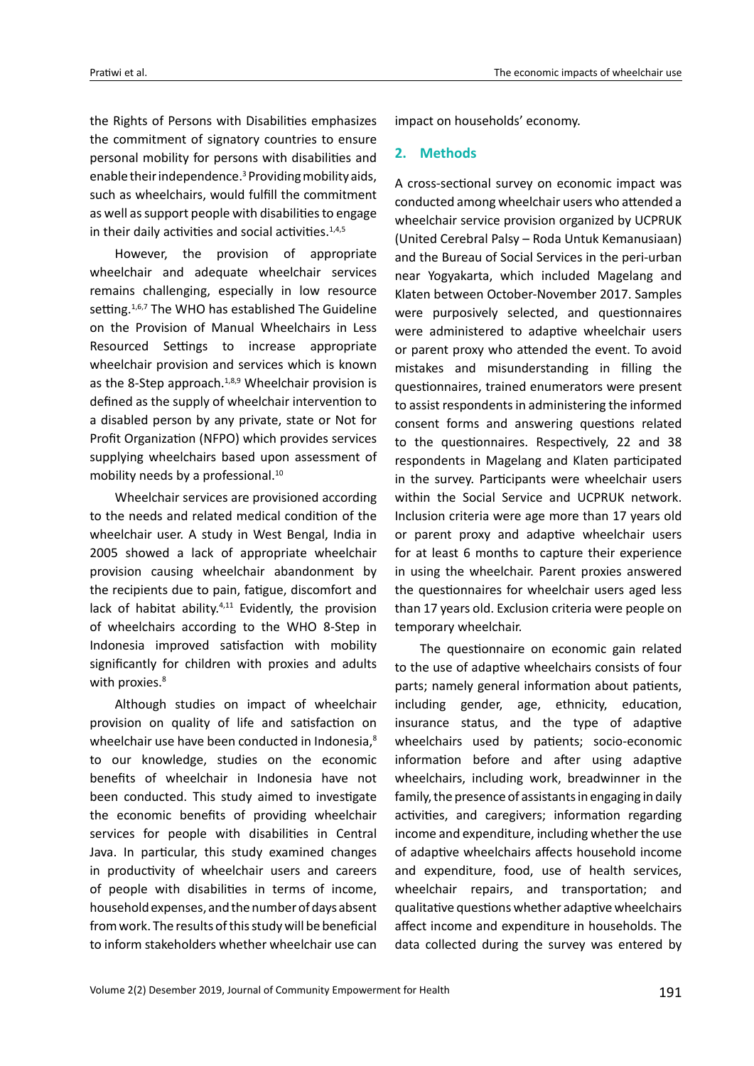the Rights of Persons with Disabilities emphasizes the commitment of signatory countries to ensure personal mobility for persons with disabilities and enable their independence.[3] Providing mobility aids, such as wheelchairs, would fulfill the commitment as well as support people with disabilities to engage in their daily activities and social activities.[1,4,5]

However, the provision of appropriate wheelchair and adequate wheelchair services remains challenging, especially in low resource setting.[1,6,7] The WHO has established The Guideline on the Provision of Manual Wheelchairs in Less Resourced Settings to increase appropriate wheelchair provision and services which is known as the 8-Step approach.[1,8,9] Wheelchair provision is defined as the supply of wheelchair intervention to a disabled person by any private, state or Not for Profit Organization (NFPO) which provides services supplying wheelchairs based upon assessment of mobility needs by a professional.[10]

Wheelchair services are provisioned according to the needs and related medical condition of the wheelchair user. A study in West Bengal, India in 2005 showed a lack of appropriate wheelchair provision causing wheelchair abandonment by the recipients due to pain, fatigue, discomfort and lack of habitat ability.[4,11] Evidently, the provision of wheelchairs according to the WHO 8-Step in Indonesia improved satisfaction with mobility significantly for children with proxies and adults with proxies.[8]

Although studies on impact of wheelchair provision on quality of life and satisfaction on wheelchair use have been conducted in Indonesia,[8] to our knowledge, studies on the economic benefits of wheelchair in Indonesia have not been conducted. This study aimed to investigate the economic benefits of providing wheelchair services for people with disabilities in Central Java. In particular, this study examined changes in productivity of wheelchair users and careers of people with disabilities in terms of income, household expenses, and the number of days absent from work. The results of this study will be beneficial to inform stakeholders whether wheelchair use can impact on households' economy.

## 2. Methods

A cross-sectional survey on economic impact was conducted among wheelchair users who attended a wheelchair service provision organized by UCPRUK (United Cerebral Palsy – Roda Untuk Kemanusiaan) and the Bureau of Social Services in the peri-urban near Yogyakarta, which included Magelang and Klaten between October-November 2017. Samples were purposively selected, and questionnaires were administered to adaptive wheelchair users or parent proxy who attended the event. To avoid mistakes and misunderstanding in filling the questionnaires, trained enumerators were present to assist respondents in administering the informed consent forms and answering questions related to the questionnaires. Respectively, 22 and 38 respondents in Magelang and Klaten participated in the survey. Participants were wheelchair users within the Social Service and UCPRUK network. Inclusion criteria were age more than 17 years old or parent proxy and adaptive wheelchair users for at least 6 months to capture their experience in using the wheelchair. Parent proxies answered the questionnaires for wheelchair users aged less than 17 years old. Exclusion criteria were people on temporary wheelchair.

The questionnaire on economic gain related to the use of adaptive wheelchairs consists of four parts; namely general information about patients, including gender, age, ethnicity, education, insurance status, and the type of adaptive wheelchairs used by patients; socio-economic information before and after using adaptive wheelchairs, including work, breadwinner in the family, the presence of assistants in engaging in daily activities, and caregivers; information regarding income and expenditure, including whether the use of adaptive wheelchairs affects household income and expenditure, food, use of health services, wheelchair repairs, and transportation; and qualitative questions whether adaptive wheelchairs affect income and expenditure in households. The data collected during the survey was entered by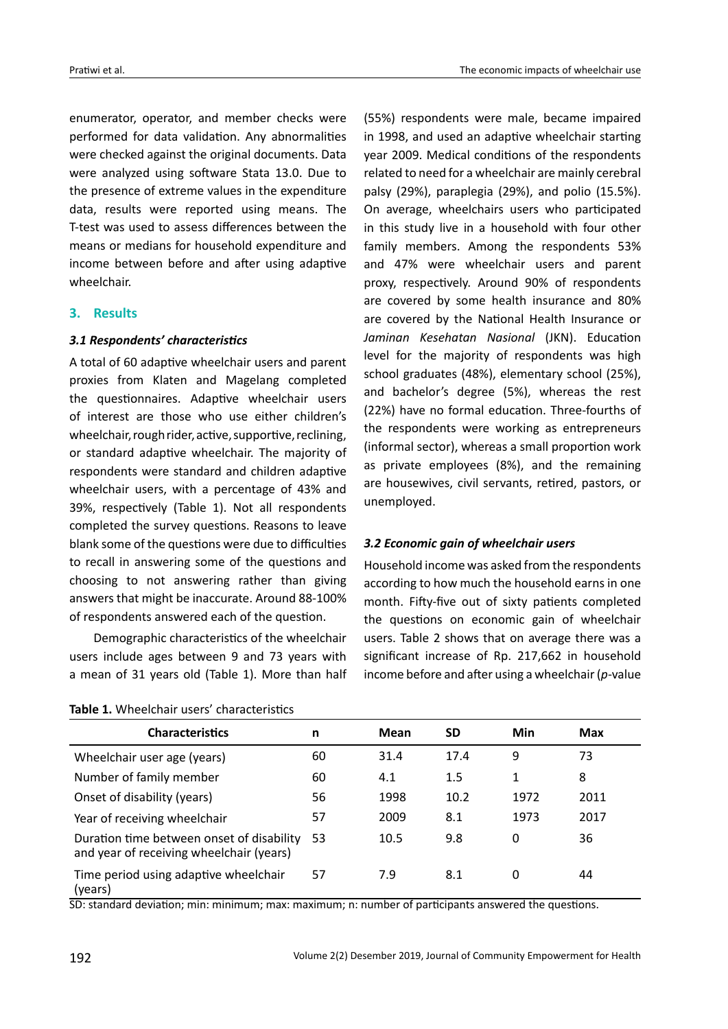enumerator, operator, and member checks were performed for data validation. Any abnormalities were checked against the original documents. Data were analyzed using software Stata 13.0. Due to the presence of extreme values in the expenditure data, results were reported using means. The T-test was used to assess differences between the means or medians for household expenditure and income between before and after using adaptive wheelchair.

## 3. Results

### 3.1 Respondents' characteristics

A total of 60 adaptive wheelchair users and parent proxies from Klaten and Magelang completed the questionnaires. Adaptive wheelchair users of interest are those who use either children's wheelchair, rough rider, active, supportive, reclining, or standard adaptive wheelchair. The majority of respondents were standard and children adaptive wheelchair users, with a percentage of 43% and 39%, respectively (Table 1). Not all respondents completed the survey questions. Reasons to leave blank some of the questions were due to difficulties to recall in answering some of the questions and choosing to not answering rather than giving answers that might be inaccurate. Around 88-100% of respondents answered each of the question.

Demographic characteristics of the wheelchair users include ages between 9 and 73 years with a mean of 31 years old (Table 1). More than half (55%) respondents were male, became impaired in 1998, and used an adaptive wheelchair starting year 2009. Medical conditions of the respondents related to need for a wheelchair are mainly cerebral palsy (29%), paraplegia (29%), and polio (15.5%). On average, wheelchairs users who participated in this study live in a household with four other family members. Among the respondents 53% and 47% were wheelchair users and parent proxy, respectively. Around 90% of respondents are covered by some health insurance and 80% are covered by the National Health Insurance or *Jaminan Kesehatan Nasional* (JKN). Education level for the majority of respondents was high school graduates (48%), elementary school (25%), and bachelor's degree (5%), whereas the rest (22%) have no formal education. Three-fourths of the respondents were working as entrepreneurs (informal sector), whereas a small proportion work as private employees (8%), and the remaining are housewives, civil servants, retired, pastors, or unemployed.

### 3.2 Economic gain of wheelchair users

Household income was asked from the respondents according to how much the household earns in one month. Fifty-five out of sixty patients completed the questions on economic gain of wheelchair users. Table 2 shows that on average there was a significant increase of Rp. 217,662 in household income before and after using a wheelchair (*p*-value

**Table 1.** Wheelchair users' characteristics

| Characteristics | n | Mean | SD | Min | Max |
|---|---|---|---|---|---|
| Wheelchair user age (years) | 60 | 31.4 | 17.4 | 9 | 73 |
| Number of family member | 60 | 4.1 | 1.5 | 1 | 8 |
| Onset of disability (years) | 56 | 1998 | 10.2 | 1972 | 2011 |
| Year of receiving wheelchair | 57 | 2009 | 8.1 | 1973 | 2017 |
| Duration time between onset of disability and year of receiving wheelchair (years) | 53 | 10.5 | 9.8 | 0 | 36 |
| Time period using adaptive wheelchair (years) | 57 | 7.9 | 8.1 | 0 | 44 |

SD: standard deviation; min: minimum; max: maximum; n: number of participants answered the questions.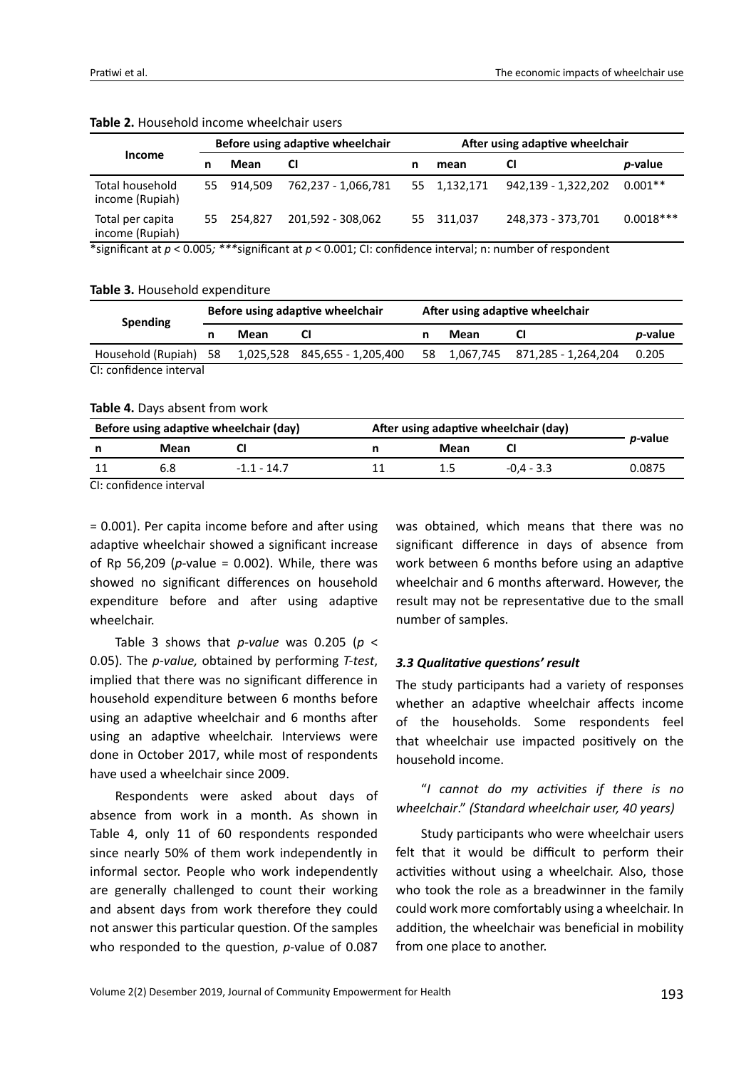**Table 2.** Household income wheelchair users

| Income | Before using adaptive wheelchair | | | After using adaptive wheelchair | | | |
|---|---|---|---|---|---|---|---|
| | n | Mean | CI | n | mean | CI | *p*-value |
| Total household income (Rupiah) | 55 | 914,509 | 762,237 - 1,066,781 | 55 | 1,132,171 | 942,139 - 1,322,202 | 0.001** |
| Total per capita income (Rupiah) | 55 | 254,827 | 201,592 - 308,062 | 55 | 311,037 | 248,373 - 373,701 | 0.0018*** |

*significant at $p < 0.005$; ***significant at $p < 0.001$; CI: confidence interval; n: number of respondent

**Table 3.** Household expenditure

| Spending | Before using adaptive wheelchair | | | After using adaptive wheelchair | | | |
|---|---|---|---|---|---|---|---|
| | n | Mean | CI | n | Mean | CI | *p*-value |
| Household (Rupiah) | 58 | 1,025,528 | 845,655 - 1,205,400 | 58 | 1,067,745 | 871,285 - 1,264,204 | 0.205 |

CI: confidence interval

**Table 4.** Days absent from work

| Before using adaptive wheelchair (day) | | | After using adaptive wheelchair (day) | | | *p*-value |
|---|---|---|---|---|---|---|
| n | Mean | CI | n | Mean | CI | |
| 11 | 6.8 | -1.1 - 14.7 | 11 | 1.5 | -0,4 - 3.3 | 0.0875 |

CI: confidence interval

= 0.001). Per capita income before and after using adaptive wheelchair showed a significant increase of Rp 56,209 (*p*-value = 0.002). While, there was showed no significant differences on household expenditure before and after using adaptive wheelchair.

Table 3 shows that *p-value* was 0.205 ($p < 0.05$). The *p-value,* obtained by performing *T-test*, implied that there was no significant difference in household expenditure between 6 months before using an adaptive wheelchair and 6 months after using an adaptive wheelchair. Interviews were done in October 2017, while most of respondents have used a wheelchair since 2009.

Respondents were asked about days of absence from work in a month. As shown in Table 4, only 11 of 60 respondents responded since nearly 50% of them work independently in informal sector. People who work independently are generally challenged to count their working and absent days from work therefore they could not answer this particular question. Of the samples who responded to the question, *p*-value of 0.087 was obtained, which means that there was no significant difference in days of absence from work between 6 months before using an adaptive wheelchair and 6 months afterward. However, the result may not be representative due to the small number of samples.

### *3.3 Qualitative questions' result*

The study participants had a variety of responses whether an adaptive wheelchair affects income of the households. Some respondents feel that wheelchair use impacted positively on the household income.

"*I cannot do my activities if there is no wheelchair*." *(Standard wheelchair user, 40 years)*

Study participants who were wheelchair users felt that it would be difficult to perform their activities without using a wheelchair. Also, those who took the role as a breadwinner in the family could work more comfortably using a wheelchair. In addition, the wheelchair was beneficial in mobility from one place to another.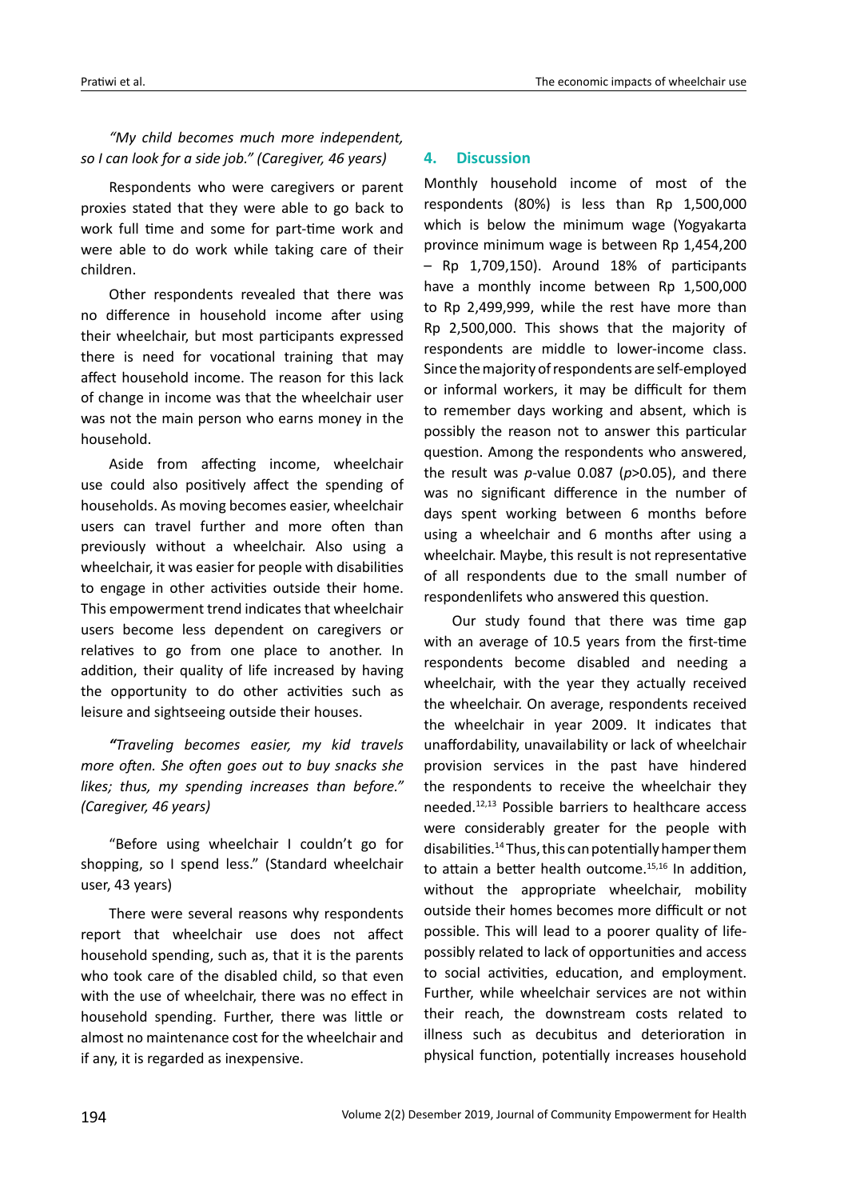*"My child becomes much more independent, so I can look for a side job." (Caregiver, 46 years)*

Respondents who were caregivers or parent proxies stated that they were able to go back to work full time and some for part-time work and were able to do work while taking care of their children.

Other respondents revealed that there was no difference in household income after using their wheelchair, but most participants expressed there is need for vocational training that may affect household income. The reason for this lack of change in income was that the wheelchair user was not the main person who earns money in the household.

Aside from affecting income, wheelchair use could also positively affect the spending of households. As moving becomes easier, wheelchair users can travel further and more often than previously without a wheelchair. Also using a wheelchair, it was easier for people with disabilities to engage in other activities outside their home. This empowerment trend indicates that wheelchair users become less dependent on caregivers or relatives to go from one place to another. In addition, their quality of life increased by having the opportunity to do other activities such as leisure and sightseeing outside their houses.

*"Traveling becomes easier, my kid travels more often. She often goes out to buy snacks she likes; thus, my spending increases than before." (Caregiver, 46 years)*

"Before using wheelchair I couldn't go for shopping, so I spend less." (Standard wheelchair user, 43 years)

There were several reasons why respondents report that wheelchair use does not affect household spending, such as, that it is the parents who took care of the disabled child, so that even with the use of wheelchair, there was no effect in household spending. Further, there was little or almost no maintenance cost for the wheelchair and if any, it is regarded as inexpensive.

## 4. Discussion

Monthly household income of most of the respondents (80%) is less than Rp 1,500,000 which is below the minimum wage (Yogyakarta province minimum wage is between Rp 1,454,200 – Rp 1,709,150). Around 18% of participants have a monthly income between Rp 1,500,000 to Rp 2,499,999, while the rest have more than Rp 2,500,000. This shows that the majority of respondents are middle to lower-income class. Since the majority of respondents are self-employed or informal workers, it may be difficult for them to remember days working and absent, which is possibly the reason not to answer this particular question. Among the respondents who answered, the result was $p$-value 0.087 ($p$>0.05), and there was no significant difference in the number of days spent working between 6 months before using a wheelchair and 6 months after using a wheelchair. Maybe, this result is not representative of all respondents due to the small number of respondenlifets who answered this question.

Our study found that there was time gap with an average of 10.5 years from the first-time respondents become disabled and needing a wheelchair, with the year they actually received the wheelchair. On average, respondents received the wheelchair in year 2009. It indicates that unaffordability, unavailability or lack of wheelchair provision services in the past have hindered the respondents to receive the wheelchair they needed.[12,13] Possible barriers to healthcare access were considerably greater for the people with disabilities.[14] Thus, this can potentially hamper them to attain a better health outcome.[15,16] In addition, without the appropriate wheelchair, mobility outside their homes becomes more difficult or not possible. This will lead to a poorer quality of life- possibly related to lack of opportunities and access to social activities, education, and employment. Further, while wheelchair services are not within their reach, the downstream costs related to illness such as decubitus and deterioration in physical function, potentially increases household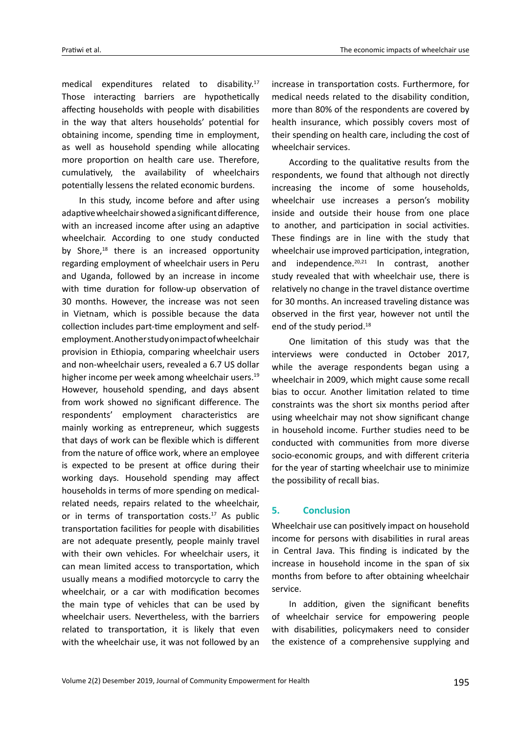medical expenditures related to disability.[17] Those interacting barriers are hypothetically affecting households with people with disabilities in the way that alters households' potential for obtaining income, spending time in employment, as well as household spending while allocating more proportion on health care use. Therefore, cumulatively, the availability of wheelchairs potentially lessens the related economic burdens.

In this study, income before and after using adaptive wheelchair showed a significant difference, with an increased income after using an adaptive wheelchair. According to one study conducted by Shore,[18] there is an increased opportunity regarding employment of wheelchair users in Peru and Uganda, followed by an increase in income with time duration for follow-up observation of 30 months. However, the increase was not seen in Vietnam, which is possible because the data collection includes part-time employment and self-employment. Another study on impact of wheelchair provision in Ethiopia, comparing wheelchair users and non-wheelchair users, revealed a 6.7 US dollar higher income per week among wheelchair users.[19] However, household spending, and days absent from work showed no significant difference. The respondents' employment characteristics are mainly working as entrepreneur, which suggests that days of work can be flexible which is different from the nature of office work, where an employee is expected to be present at office during their working days. Household spending may affect households in terms of more spending on medical-related needs, repairs related to the wheelchair, or in terms of transportation costs.[17] As public transportation facilities for people with disabilities are not adequate presently, people mainly travel with their own vehicles. For wheelchair users, it can mean limited access to transportation, which usually means a modified motorcycle to carry the wheelchair, or a car with modification becomes the main type of vehicles that can be used by wheelchair users. Nevertheless, with the barriers related to transportation, it is likely that even with the wheelchair use, it was not followed by an increase in transportation costs. Furthermore, for medical needs related to the disability condition, more than 80% of the respondents are covered by health insurance, which possibly covers most of their spending on health care, including the cost of wheelchair services.

According to the qualitative results from the respondents, we found that although not directly increasing the income of some households, wheelchair use increases a person's mobility inside and outside their house from one place to another, and participation in social activities. These findings are in line with the study that wheelchair use improved participation, integration, and independence.[20,21] In contrast, another study revealed that with wheelchair use, there is relatively no change in the travel distance overtime for 30 months. An increased traveling distance was observed in the first year, however not until the end of the study period.[18]

One limitation of this study was that the interviews were conducted in October 2017, while the average respondents began using a wheelchair in 2009, which might cause some recall bias to occur. Another limitation related to time constraints was the short six months period after using wheelchair may not show significant change in household income. Further studies need to be conducted with communities from more diverse socio-economic groups, and with different criteria for the year of starting wheelchair use to minimize the possibility of recall bias.

## 5. Conclusion

Wheelchair use can positively impact on household income for persons with disabilities in rural areas in Central Java. This finding is indicated by the increase in household income in the span of six months from before to after obtaining wheelchair service.

In addition, given the significant benefits of wheelchair service for empowering people with disabilities, policymakers need to consider the existence of a comprehensive supplying and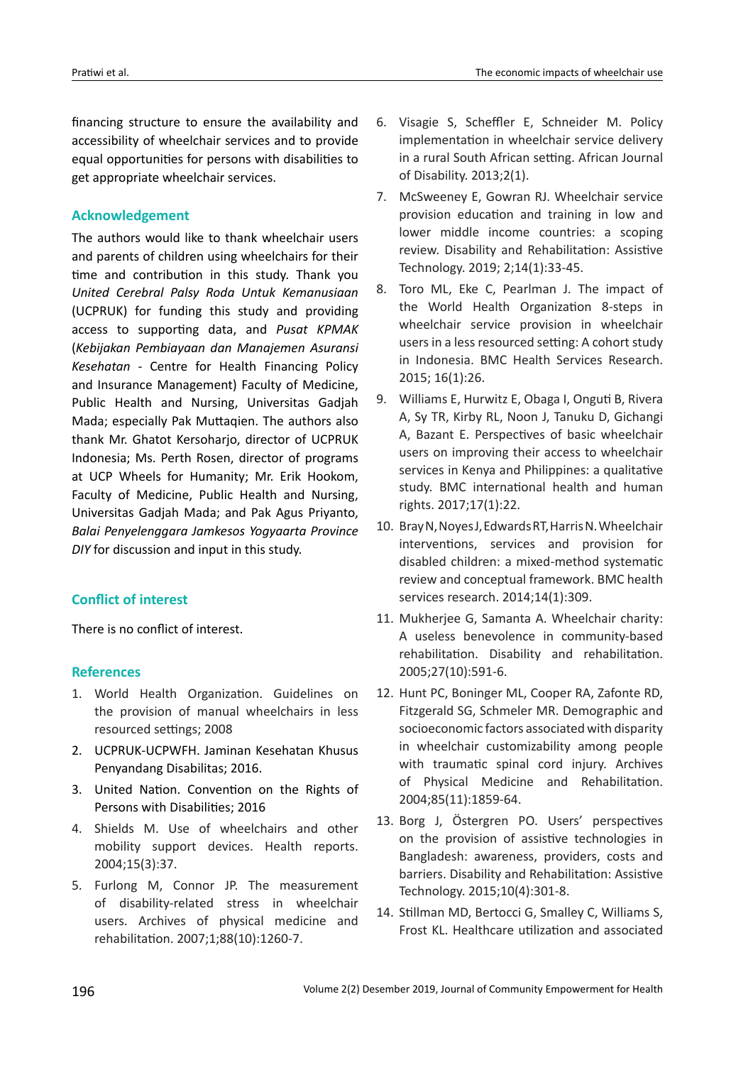financing structure to ensure the availability and accessibility of wheelchair services and to provide equal opportunities for persons with disabilities to get appropriate wheelchair services.

## Acknowledgement

The authors would like to thank wheelchair users and parents of children using wheelchairs for their time and contribution in this study. Thank you *United Cerebral Palsy Roda Untuk Kemanusiaan* (UCPRUK) for funding this study and providing access to supporting data, and *Pusat KPMAK* (*Kebijakan Pembiayaan dan Manajemen Asuransi Kesehatan* - Centre for Health Financing Policy and Insurance Management) Faculty of Medicine, Public Health and Nursing, Universitas Gadjah Mada; especially Pak Muttaqien. The authors also thank Mr. Ghatot Kersoharjo, director of UCPRUK Indonesia; Ms. Perth Rosen, director of programs at UCP Wheels for Humanity; Mr. Erik Hookom, Faculty of Medicine, Public Health and Nursing, Universitas Gadjah Mada; and Pak Agus Priyanto, *Balai Penyelenggara Jamkesos Yogyaarta Province DIY* for discussion and input in this study.

## Conflict of interest

There is no conflict of interest.

## References

1. World Health Organization. Guidelines on the provision of manual wheelchairs in less resourced settings; 2008
2. UCPRUK-UCPWFH. Jaminan Kesehatan Khusus Penyandang Disabilitas; 2016.
3. United Nation. Convention on the Rights of Persons with Disabilities; 2016
4. Shields M. Use of wheelchairs and other mobility support devices. Health reports. 2004;15(3):37.
5. Furlong M, Connor JP. The measurement of disability-related stress in wheelchair users. Archives of physical medicine and rehabilitation. 2007;1;88(10):1260-7.
6. Visagie S, Scheffler E, Schneider M. Policy implementation in wheelchair service delivery in a rural South African setting. African Journal of Disability. 2013;2(1).
7. McSweeney E, Gowran RJ. Wheelchair service provision education and training in low and lower middle income countries: a scoping review. Disability and Rehabilitation: Assistive Technology. 2019; 2;14(1):33-45.
8. Toro ML, Eke C, Pearlman J. The impact of the World Health Organization 8-steps in wheelchair service provision in wheelchair users in a less resourced setting: A cohort study in Indonesia. BMC Health Services Research. 2015; 16(1):26.
9. Williams E, Hurwitz E, Obaga I, Onguti B, Rivera A, Sy TR, Kirby RL, Noon J, Tanuku D, Gichangi A, Bazant E. Perspectives of basic wheelchair users on improving their access to wheelchair services in Kenya and Philippines: a qualitative study. BMC international health and human rights. 2017;17(1):22.
10. Bray N, Noyes J, Edwards RT, Harris N. Wheelchair interventions, services and provision for disabled children: a mixed-method systematic review and conceptual framework. BMC health services research. 2014;14(1):309.
11. Mukherjee G, Samanta A. Wheelchair charity: A useless benevolence in community-based rehabilitation. Disability and rehabilitation. 2005;27(10):591-6.
12. Hunt PC, Boninger ML, Cooper RA, Zafonte RD, Fitzgerald SG, Schmeler MR. Demographic and socioeconomic factors associated with disparity in wheelchair customizability among people with traumatic spinal cord injury. Archives of Physical Medicine and Rehabilitation. 2004;85(11):1859-64.
13. Borg J, Östergren PO. Users' perspectives on the provision of assistive technologies in Bangladesh: awareness, providers, costs and barriers. Disability and Rehabilitation: Assistive Technology. 2015;10(4):301-8.
14. Stillman MD, Bertocci G, Smalley C, Williams S, Frost KL. Healthcare utilization and associated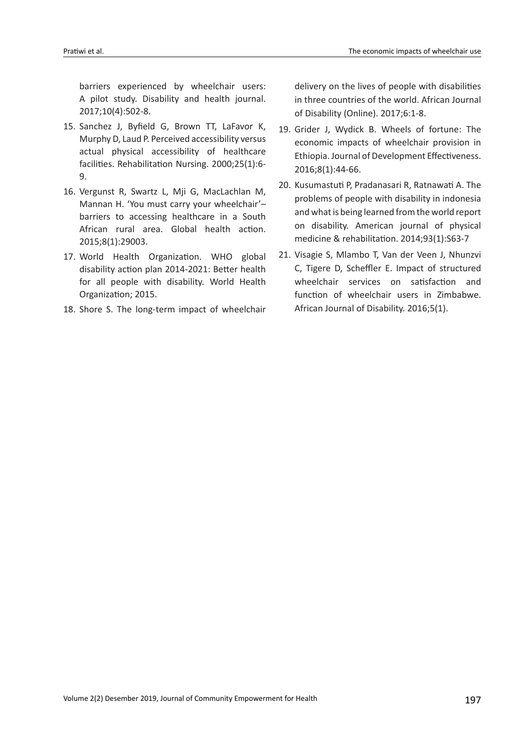barriers experienced by wheelchair users: A pilot study. Disability and health journal. 2017;10(4):502-8.

15. Sanchez J, Byfield G, Brown TT, LaFavor K, Murphy D, Laud P. Perceived accessibility versus actual physical accessibility of healthcare facilities. Rehabilitation Nursing. 2000;25(1):6-9.
16. Vergunst R, Swartz L, Mji G, MacLachlan M, Mannan H. 'You must carry your wheelchair'–barriers to accessing healthcare in a South African rural area. Global health action. 2015;8(1):29003.
17. World Health Organization. WHO global disability action plan 2014-2021: Better health for all people with disability. World Health Organization; 2015.
18. Shore S. The long-term impact of wheelchair delivery on the lives of people with disabilities in three countries of the world. African Journal of Disability (Online). 2017;6:1-8.
19. Grider J, Wydick B. Wheels of fortune: The economic impacts of wheelchair provision in Ethiopia. Journal of Development Effectiveness. 2016;8(1):44-66.
20. Kusumastuti P, Pradanasari R, Ratnawati A. The problems of people with disability in indonesia and what is being learned from the world report on disability. American journal of physical medicine & rehabilitation. 2014;93(1):S63-7
21. Visagie S, Mlambo T, Van der Veen J, Nhunzvi C, Tigere D, Scheffler E. Impact of structured wheelchair services on satisfaction and function of wheelchair users in Zimbabwe. African Journal of Disability. 2016;5(1).